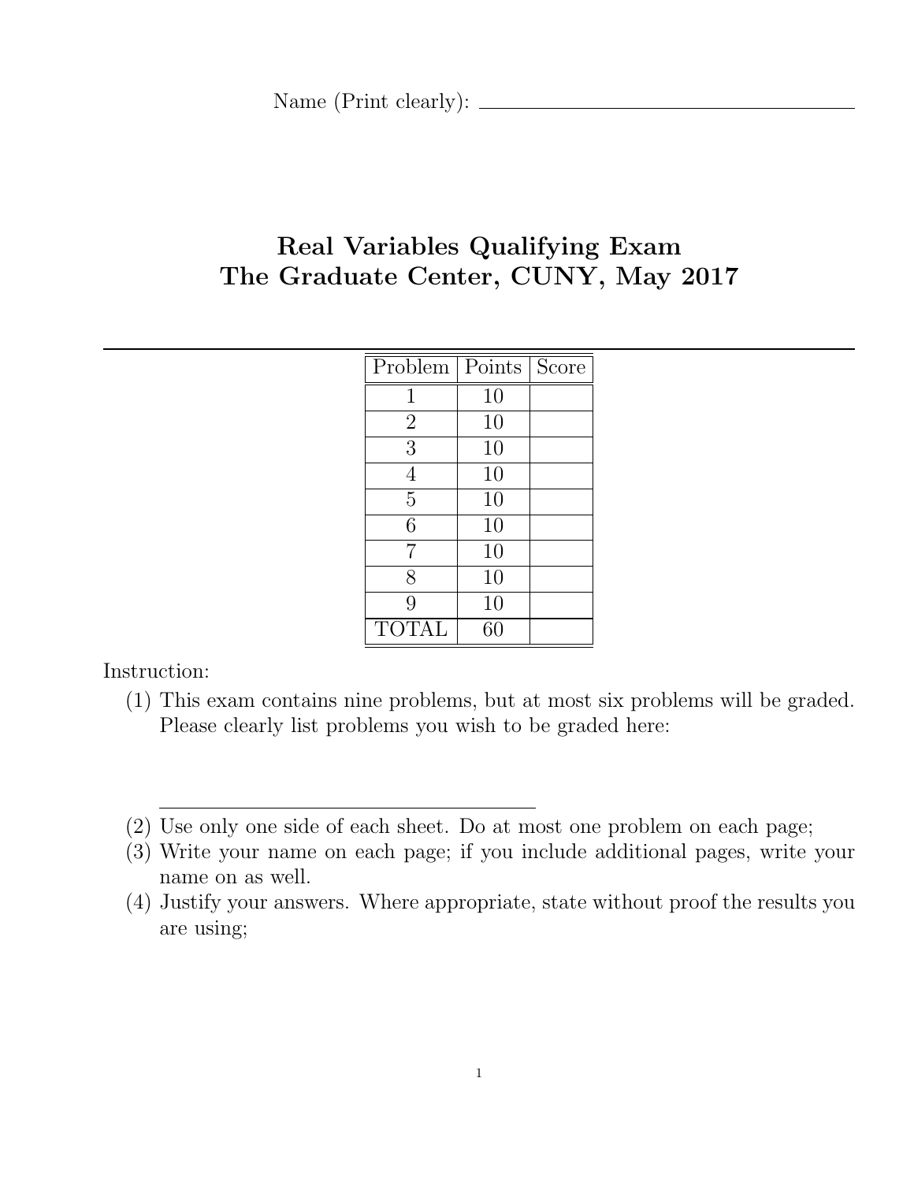Name (Print clearly): ____________________

# Real Variables Qualifying Exam
# The Graduate Center, CUNY, May 2017

| Problem | Points | Score |
|---|---|---|
| 1 | 10 | |
| 2 | 10 | |
| 3 | 10 | |
| 4 | 10 | |
| 5 | 10 | |
| 6 | 10 | |
| 7 | 10 | |
| 8 | 10 | |
| 9 | 10 | |
| TOTAL | 60 | |

Instruction:

(1) This exam contains nine problems, but at most six problems will be graded. Please clearly list problems you wish to be graded here:

____________________

(2) Use only one side of each sheet. Do at most one problem on each page;

(3) Write your name on each page; if you include additional pages, write your name on as well.

(4) Justify your answers. Where appropriate, state without proof the results you are using;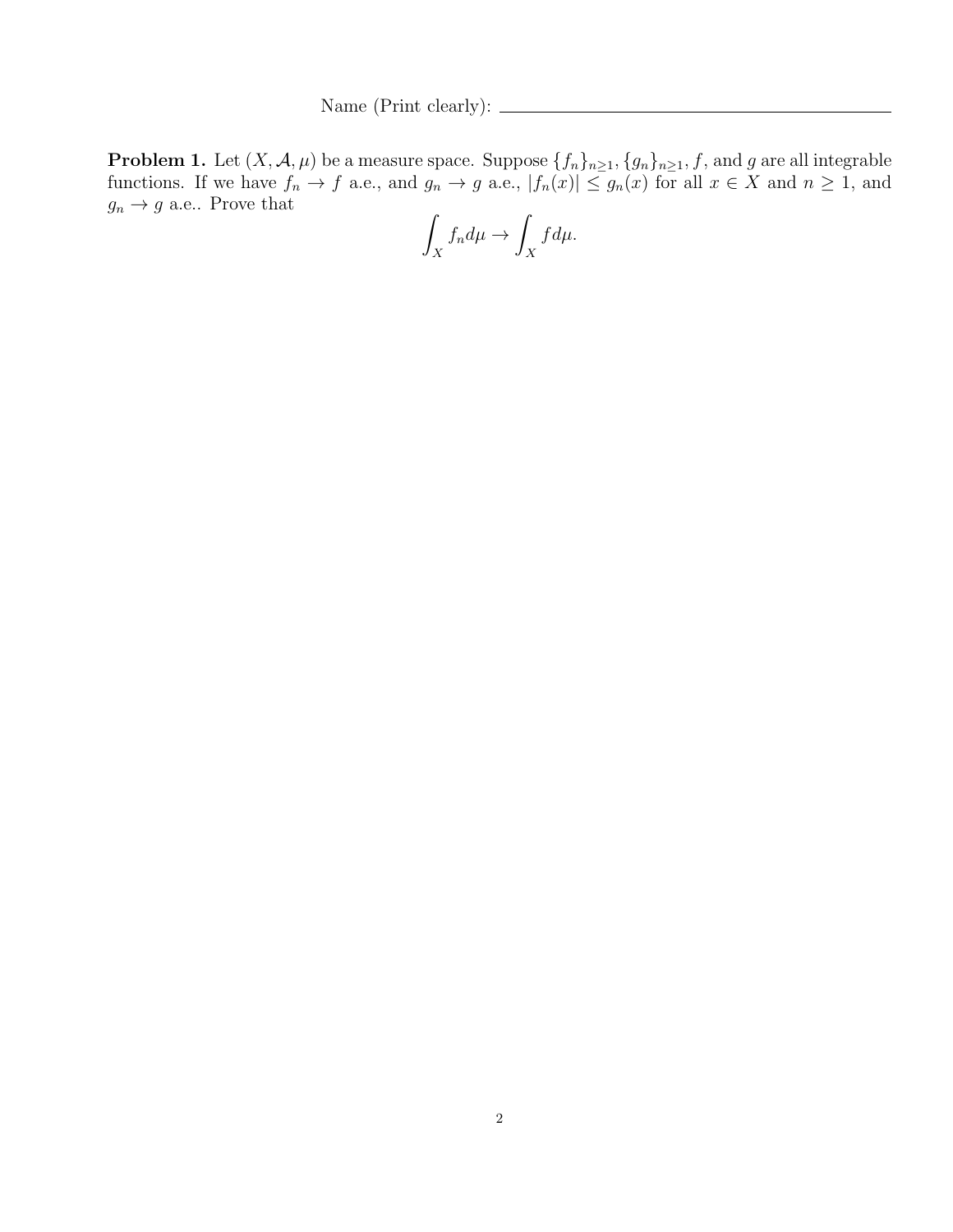Name (Print clearly): ______________________________

**Problem 1.** Let $(X, \mathcal{A}, \mu)$ be a measure space. Suppose $\{f_n\}_{n\geq 1}, \{g_n\}_{n\geq 1}, f$, and $g$ are all integrable functions. If we have $f_n \to f$ a.e., and $g_n \to g$ a.e., $|f_n(x)| \leq g_n(x)$ for all $x \in X$ and $n \geq 1$, and $g_n \to g$ a.e.. Prove that

$$\int_X f_n d\mu \to \int_X f d\mu.$$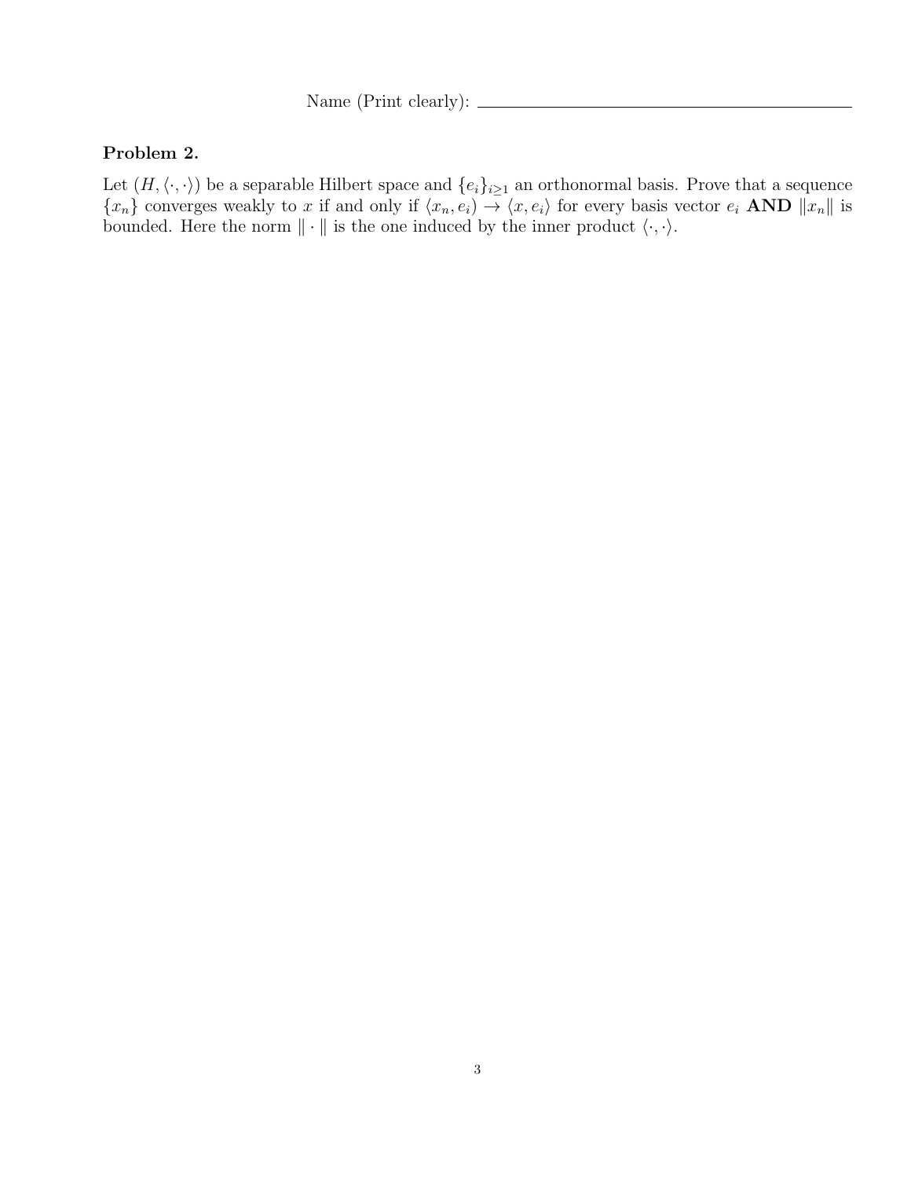Name (Print clearly): ____________________

### Problem 2.

Let $(H, \langle \cdot, \cdot \rangle)$ be a separable Hilbert space and $\{e_i\}_{i \geq 1}$ an orthonormal basis. Prove that a sequence $\{x_n\}$ converges weakly to $x$ if and only if $\langle x_n, e_i \rangle \to \langle x, e_i \rangle$ for every basis vector $e_i$ **AND** $\|x_n\|$ is bounded. Here the norm $\| \cdot \|$ is the one induced by the inner product $\langle \cdot, \cdot \rangle$.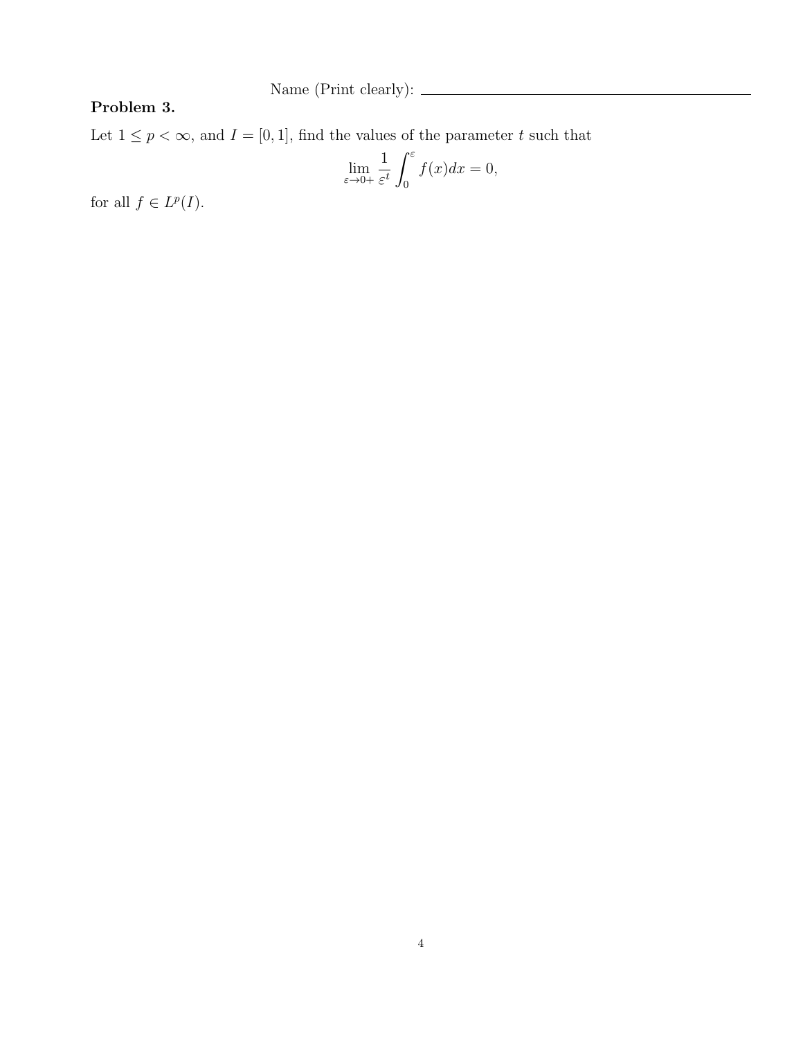Name (Print clearly): ______________________________

**Problem 3.**

Let $1 \leq p < \infty$, and $I = [0, 1]$, find the values of the parameter $t$ such that

$$\lim_{\varepsilon \to 0+} \frac{1}{\varepsilon^t} \int_0^\varepsilon f(x) dx = 0,$$

for all $f \in L^p(I)$.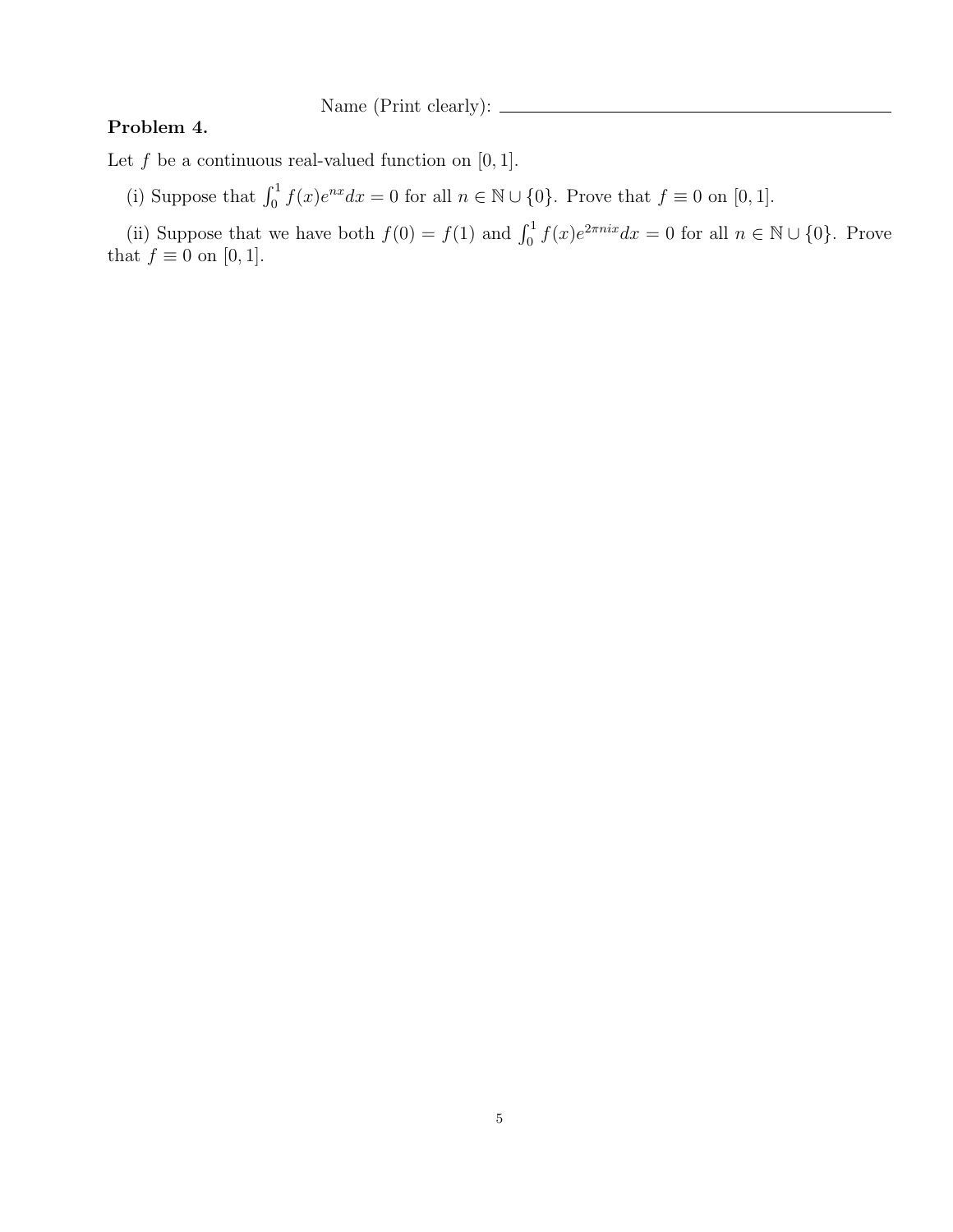Name (Print clearly): ____________________________________________

**Problem 4.**

Let $f$ be a continuous real-valued function on $[0, 1]$.

(i) Suppose that $\int_0^1 f(x)e^{nx}dx = 0$ for all $n \in \mathbb{N} \cup \{0\}$. Prove that $f \equiv 0$ on $[0, 1]$.

(ii) Suppose that we have both $f(0) = f(1)$ and $\int_0^1 f(x)e^{2\pi nix}dx = 0$ for all $n \in \mathbb{N} \cup \{0\}$. Prove that $f \equiv 0$ on $[0, 1]$.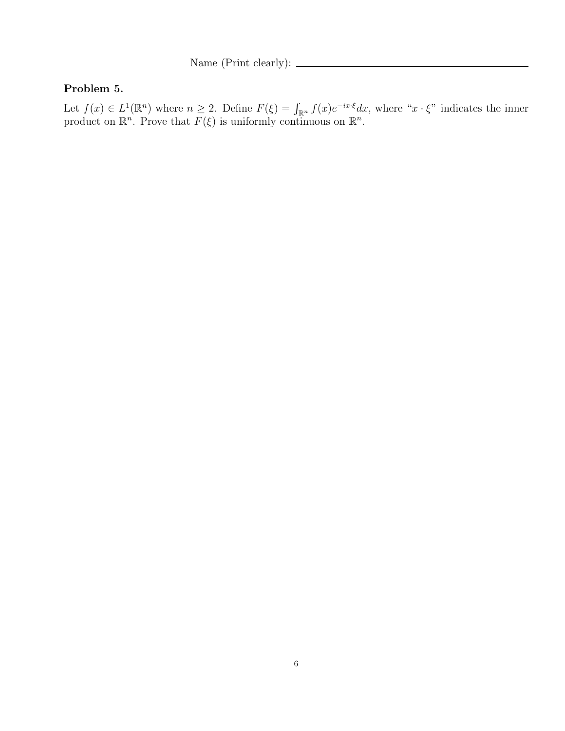Name (Print clearly): ____________________________________________

## Problem 5.

Let $f(x) \in L^1(\mathbb{R}^n)$ where $n \geq 2$. Define $F(\xi) = \int_{\mathbb{R}^n} f(x) e^{-ix\cdot\xi} dx$, where "$x \cdot \xi$" indicates the inner product on $\mathbb{R}^n$. Prove that $F(\xi)$ is uniformly continuous on $\mathbb{R}^n$.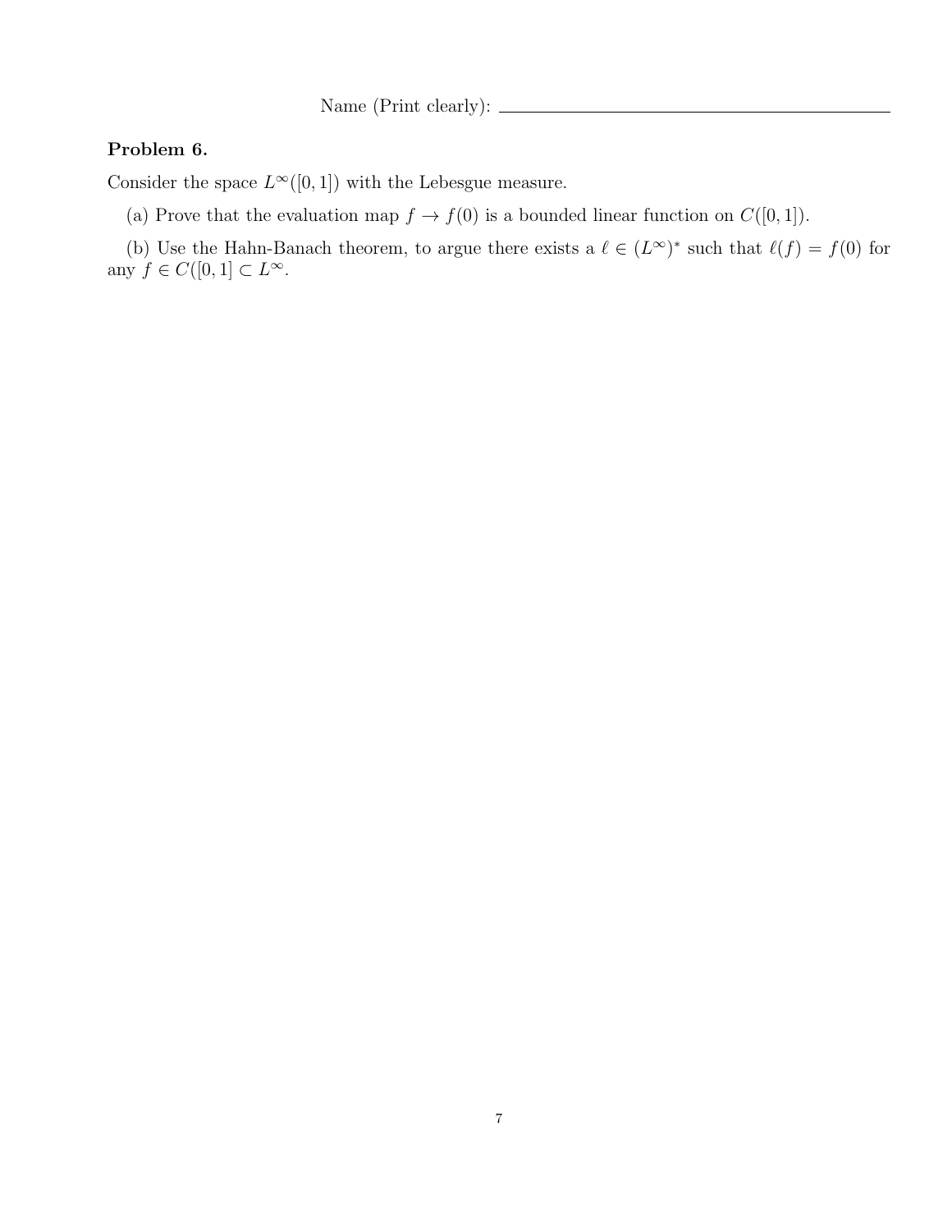Name (Print clearly): ____________________________________________

**Problem 6.**

Consider the space $L^\infty([0,1])$ with the Lebesgue measure.

(a) Prove that the evaluation map $f \to f(0)$ is a bounded linear function on $C([0,1])$.

(b) Use the Hahn-Banach theorem, to argue there exists a $\ell \in (L^\infty)^*$ such that $\ell(f) = f(0)$ for any $f \in C([0,1] \subset L^\infty$.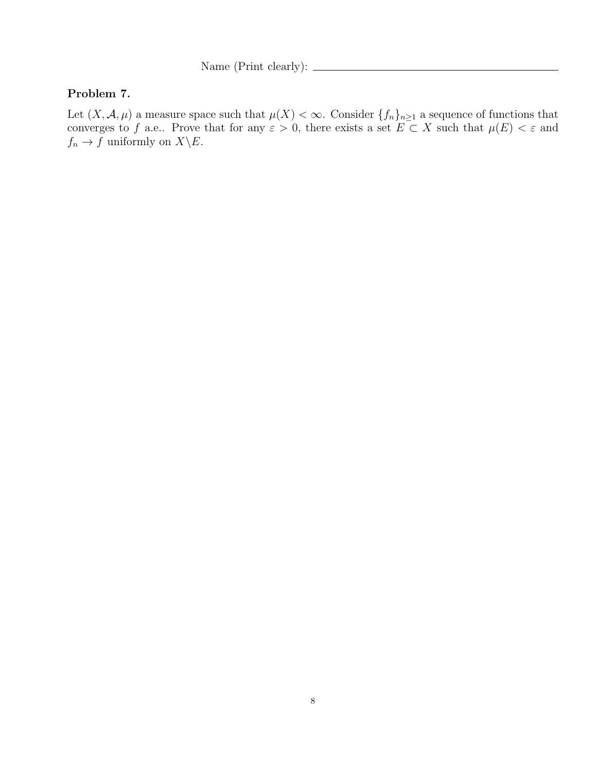Name (Print clearly): \_\_\_\_\_\_\_\_\_\_\_\_\_\_\_\_\_\_\_\_\_\_\_\_\_\_\_\_\_\_\_\_\_\_\_\_\_\_

**Problem 7.**

Let $(X, \mathcal{A}, \mu)$ a measure space such that $\mu(X) < \infty$. Consider $\{f_n\}_{n \geq 1}$ a sequence of functions that converges to $f$ a.e.. Prove that for any $\varepsilon > 0$, there exists a set $E \subset X$ such that $\mu(E) < \varepsilon$ and $f_n \to f$ uniformly on $X \backslash E$.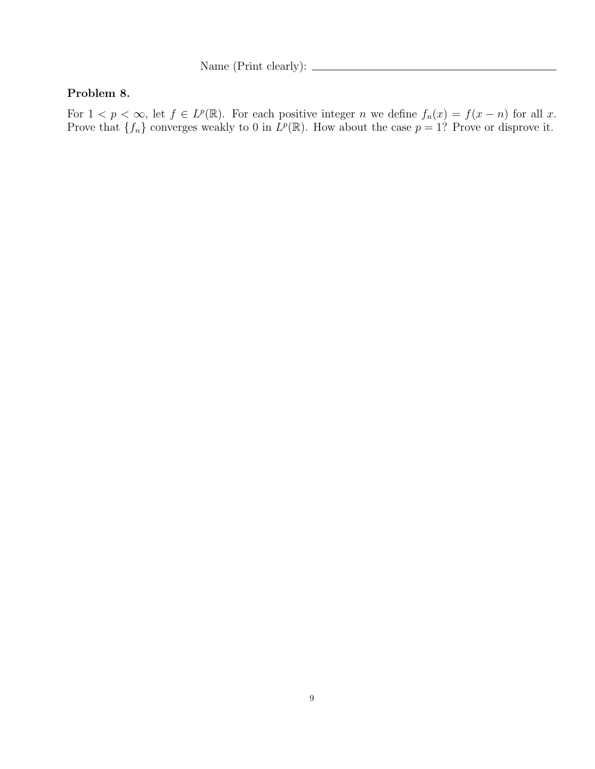Name (Print clearly): ________________________________________

### Problem 8.

For $1 < p < \infty$, let $f \in L^p(\mathbb{R})$. For each positive integer $n$ we define $f_n(x) = f(x - n)$ for all $x$. Prove that $\{f_n\}$ converges weakly to 0 in $L^p(\mathbb{R})$. How about the case $p = 1$? Prove or disprove it.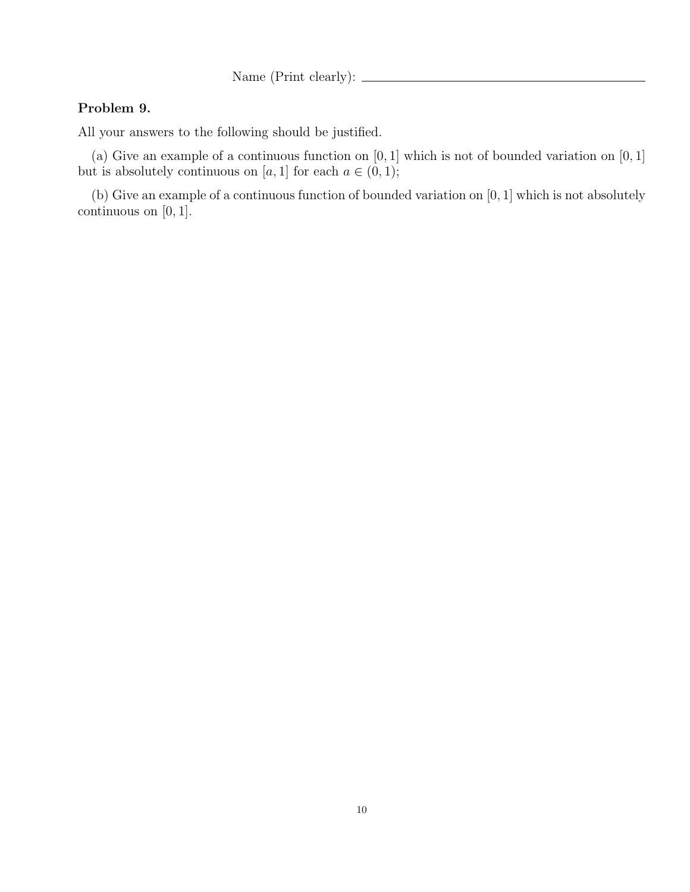Name (Print clearly): ______________________________

**Problem 9.**

All your answers to the following should be justified.

(a) Give an example of a continuous function on $[0, 1]$ which is not of bounded variation on $[0, 1]$ but is absolutely continuous on $[a, 1]$ for each $a \in (0, 1)$;

(b) Give an example of a continuous function of bounded variation on $[0, 1]$ which is not absolutely continuous on $[0, 1]$.